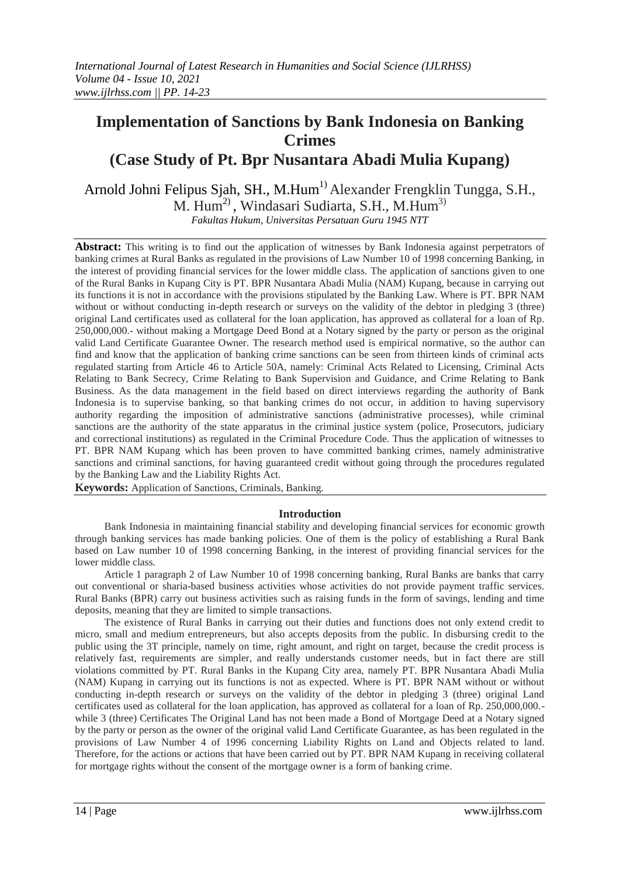# Implementation of Sanctions by Bank Indonesia on Banking Crimes
## (Case Study of Pt. Bpr Nusantara Abadi Mulia Kupang)

Arnold Johni Felipus Sjah, SH., M.Hum[1)] Alexander Frengklin Tungga, S.H., M. Hum[2)], Windasari Sudiarta, S.H., M.Hum[3)]

*Fakultas Hukum, Universitas Persatuan Guru 1945 NTT*

**Abstract:** This writing is to find out the application of witnesses by Bank Indonesia against perpetrators of banking crimes at Rural Banks as regulated in the provisions of Law Number 10 of 1998 concerning Banking, in the interest of providing financial services for the lower middle class. The application of sanctions given to one of the Rural Banks in Kupang City is PT. BPR Nusantara Abadi Mulia (NAM) Kupang, because in carrying out its functions it is not in accordance with the provisions stipulated by the Banking Law. Where is PT. BPR NAM without or without conducting in-depth research or surveys on the validity of the debtor in pledging 3 (three) original Land certificates used as collateral for the loan application, has approved as collateral for a loan of Rp. 250,000,000.- without making a Mortgage Deed Bond at a Notary signed by the party or person as the original valid Land Certificate Guarantee Owner. The research method used is empirical normative, so the author can find and know that the application of banking crime sanctions can be seen from thirteen kinds of criminal acts regulated starting from Article 46 to Article 50A, namely: Criminal Acts Related to Licensing, Criminal Acts Relating to Bank Secrecy, Crime Relating to Bank Supervision and Guidance, and Crime Relating to Bank Business. As the data management in the field based on direct interviews regarding the authority of Bank Indonesia is to supervise banking, so that banking crimes do not occur, in addition to having supervisory authority regarding the imposition of administrative sanctions (administrative processes), while criminal sanctions are the authority of the state apparatus in the criminal justice system (police, Prosecutors, judiciary and correctional institutions) as regulated in the Criminal Procedure Code. Thus the application of witnesses to PT. BPR NAM Kupang which has been proven to have committed banking crimes, namely administrative sanctions and criminal sanctions, for having guaranteed credit without going through the procedures regulated by the Banking Law and the Liability Rights Act.

**Keywords:** Application of Sanctions, Criminals, Banking.

### Introduction

Bank Indonesia in maintaining financial stability and developing financial services for economic growth through banking services has made banking policies. One of them is the policy of establishing a Rural Bank based on Law number 10 of 1998 concerning Banking, in the interest of providing financial services for the lower middle class.

Article 1 paragraph 2 of Law Number 10 of 1998 concerning banking, Rural Banks are banks that carry out conventional or sharia-based business activities whose activities do not provide payment traffic services. Rural Banks (BPR) carry out business activities such as raising funds in the form of savings, lending and time deposits, meaning that they are limited to simple transactions.

The existence of Rural Banks in carrying out their duties and functions does not only extend credit to micro, small and medium entrepreneurs, but also accepts deposits from the public. In disbursing credit to the public using the 3T principle, namely on time, right amount, and right on target, because the credit process is relatively fast, requirements are simpler, and really understands customer needs, but in fact there are still violations committed by PT. Rural Banks in the Kupang City area, namely PT. BPR Nusantara Abadi Mulia (NAM) Kupang in carrying out its functions is not as expected. Where is PT. BPR NAM without or without conducting in-depth research or surveys on the validity of the debtor in pledging 3 (three) original Land certificates used as collateral for the loan application, has approved as collateral for a loan of Rp. 250,000,000.- while 3 (three) Certificates The Original Land has not been made a Bond of Mortgage Deed at a Notary signed by the party or person as the owner of the original valid Land Certificate Guarantee, as has been regulated in the provisions of Law Number 4 of 1996 concerning Liability Rights on Land and Objects related to land. Therefore, for the actions or actions that have been carried out by PT. BPR NAM Kupang in receiving collateral for mortgage rights without the consent of the mortgage owner is a form of banking crime.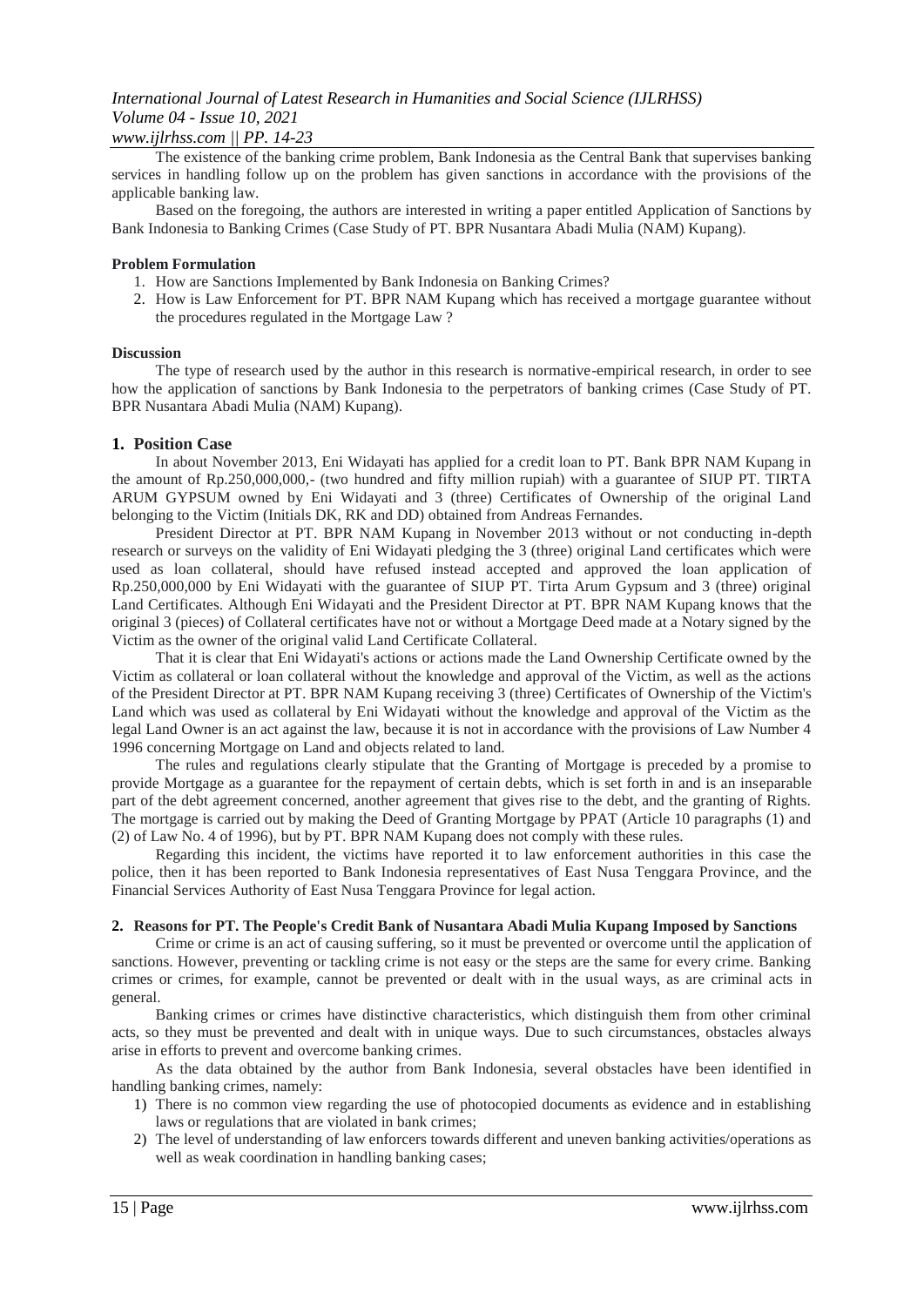The existence of the banking crime problem, Bank Indonesia as the Central Bank that supervises banking services in handling follow up on the problem has given sanctions in accordance with the provisions of the applicable banking law.

Based on the foregoing, the authors are interested in writing a paper entitled Application of Sanctions by Bank Indonesia to Banking Crimes (Case Study of PT. BPR Nusantara Abadi Mulia (NAM) Kupang).

**Problem Formulation**

1. How are Sanctions Implemented by Bank Indonesia on Banking Crimes?
2. How is Law Enforcement for PT. BPR NAM Kupang which has received a mortgage guarantee without the procedures regulated in the Mortgage Law ?

**Discussion**

The type of research used by the author in this research is normative-empirical research, in order to see how the application of sanctions by Bank Indonesia to the perpetrators of banking crimes (Case Study of PT. BPR Nusantara Abadi Mulia (NAM) Kupang).

## 1. Position Case

In about November 2013, Eni Widayati has applied for a credit loan to PT. Bank BPR NAM Kupang in the amount of Rp.250,000,000,- (two hundred and fifty million rupiah) with a guarantee of SIUP PT. TIRTA ARUM GYPSUM owned by Eni Widayati and 3 (three) Certificates of Ownership of the original Land belonging to the Victim (Initials DK, RK and DD) obtained from Andreas Fernandes.

President Director at PT. BPR NAM Kupang in November 2013 without or not conducting in-depth research or surveys on the validity of Eni Widayati pledging the 3 (three) original Land certificates which were used as loan collateral, should have refused instead accepted and approved the loan application of Rp.250,000,000 by Eni Widayati with the guarantee of SIUP PT. Tirta Arum Gypsum and 3 (three) original Land Certificates. Although Eni Widayati and the President Director at PT. BPR NAM Kupang knows that the original 3 (pieces) of Collateral certificates have not or without a Mortgage Deed made at a Notary signed by the Victim as the owner of the original valid Land Certificate Collateral.

That it is clear that Eni Widayati's actions or actions made the Land Ownership Certificate owned by the Victim as collateral or loan collateral without the knowledge and approval of the Victim, as well as the actions of the President Director at PT. BPR NAM Kupang receiving 3 (three) Certificates of Ownership of the Victim's Land which was used as collateral by Eni Widayati without the knowledge and approval of the Victim as the legal Land Owner is an act against the law, because it is not in accordance with the provisions of Law Number 4 1996 concerning Mortgage on Land and objects related to land.

The rules and regulations clearly stipulate that the Granting of Mortgage is preceded by a promise to provide Mortgage as a guarantee for the repayment of certain debts, which is set forth in and is an inseparable part of the debt agreement concerned, another agreement that gives rise to the debt, and the granting of Rights. The mortgage is carried out by making the Deed of Granting Mortgage by PPAT (Article 10 paragraphs (1) and (2) of Law No. 4 of 1996), but by PT. BPR NAM Kupang does not comply with these rules.

Regarding this incident, the victims have reported it to law enforcement authorities in this case the police, then it has been reported to Bank Indonesia representatives of East Nusa Tenggara Province, and the Financial Services Authority of East Nusa Tenggara Province for legal action.

## 2. Reasons for PT. The People's Credit Bank of Nusantara Abadi Mulia Kupang Imposed by Sanctions

Crime or crime is an act of causing suffering, so it must be prevented or overcome until the application of sanctions. However, preventing or tackling crime is not easy or the steps are the same for every crime. Banking crimes or crimes, for example, cannot be prevented or dealt with in the usual ways, as are criminal acts in general.

Banking crimes or crimes have distinctive characteristics, which distinguish them from other criminal acts, so they must be prevented and dealt with in unique ways. Due to such circumstances, obstacles always arise in efforts to prevent and overcome banking crimes.

As the data obtained by the author from Bank Indonesia, several obstacles have been identified in handling banking crimes, namely:

1) There is no common view regarding the use of photocopied documents as evidence and in establishing laws or regulations that are violated in bank crimes;
2) The level of understanding of law enforcers towards different and uneven banking activities/operations as well as weak coordination in handling banking cases;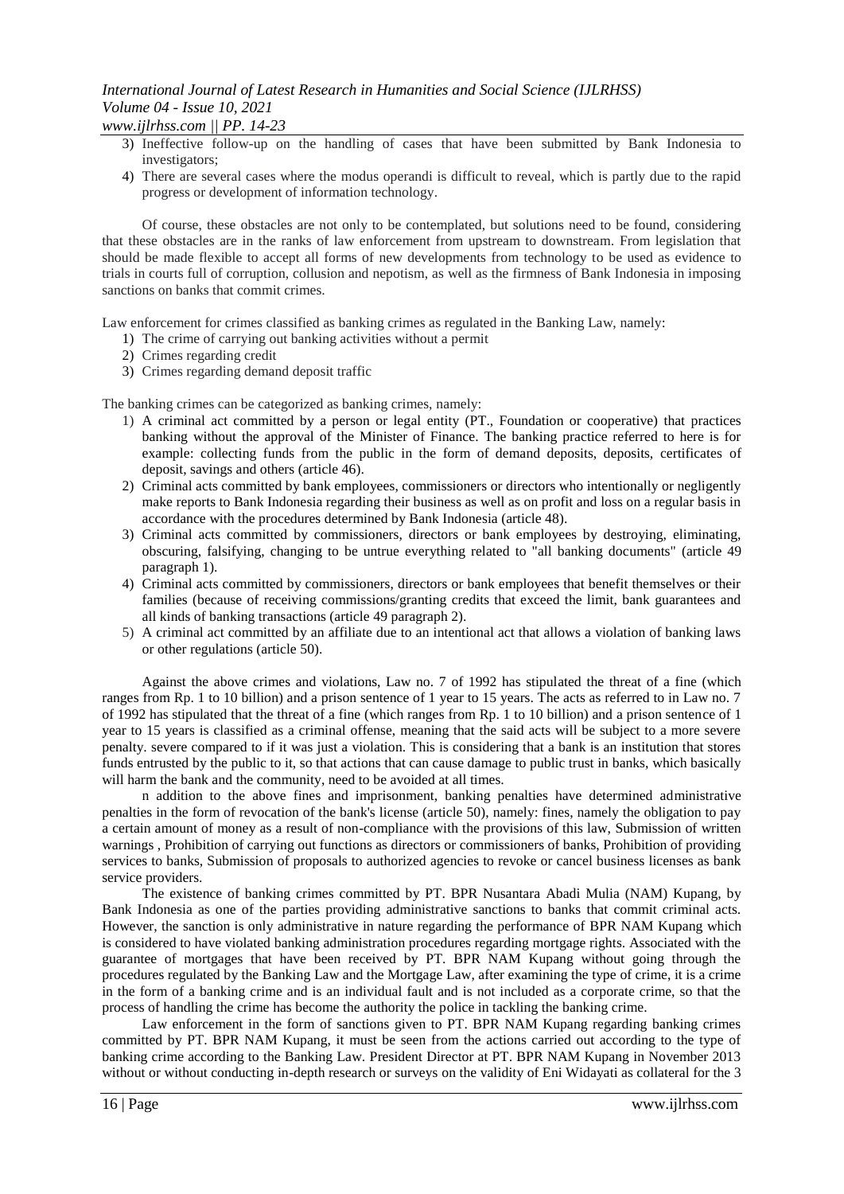3) Ineffective follow-up on the handling of cases that have been submitted by Bank Indonesia to investigators;
4) There are several cases where the modus operandi is difficult to reveal, which is partly due to the rapid progress or development of information technology.

Of course, these obstacles are not only to be contemplated, but solutions need to be found, considering that these obstacles are in the ranks of law enforcement from upstream to downstream. From legislation that should be made flexible to accept all forms of new developments from technology to be used as evidence to trials in courts full of corruption, collusion and nepotism, as well as the firmness of Bank Indonesia in imposing sanctions on banks that commit crimes.

Law enforcement for crimes classified as banking crimes as regulated in the Banking Law, namely:

1) The crime of carrying out banking activities without a permit
2) Crimes regarding credit
3) Crimes regarding demand deposit traffic

The banking crimes can be categorized as banking crimes, namely:

1) A criminal act committed by a person or legal entity (PT., Foundation or cooperative) that practices banking without the approval of the Minister of Finance. The banking practice referred to here is for example: collecting funds from the public in the form of demand deposits, deposits, certificates of deposit, savings and others (article 46).
2) Criminal acts committed by bank employees, commissioners or directors who intentionally or negligently make reports to Bank Indonesia regarding their business as well as on profit and loss on a regular basis in accordance with the procedures determined by Bank Indonesia (article 48).
3) Criminal acts committed by commissioners, directors or bank employees by destroying, eliminating, obscuring, falsifying, changing to be untrue everything related to "all banking documents" (article 49 paragraph 1).
4) Criminal acts committed by commissioners, directors or bank employees that benefit themselves or their families (because of receiving commissions/granting credits that exceed the limit, bank guarantees and all kinds of banking transactions (article 49 paragraph 2).
5) A criminal act committed by an affiliate due to an intentional act that allows a violation of banking laws or other regulations (article 50).

Against the above crimes and violations, Law no. 7 of 1992 has stipulated the threat of a fine (which ranges from Rp. 1 to 10 billion) and a prison sentence of 1 year to 15 years. The acts as referred to in Law no. 7 of 1992 has stipulated that the threat of a fine (which ranges from Rp. 1 to 10 billion) and a prison sentence of 1 year to 15 years is classified as a criminal offense, meaning that the said acts will be subject to a more severe penalty. severe compared to if it was just a violation. This is considering that a bank is an institution that stores funds entrusted by the public to it, so that actions that can cause damage to public trust in banks, which basically will harm the bank and the community, need to be avoided at all times.

n addition to the above fines and imprisonment, banking penalties have determined administrative penalties in the form of revocation of the bank's license (article 50), namely: fines, namely the obligation to pay a certain amount of money as a result of non-compliance with the provisions of this law, Submission of written warnings , Prohibition of carrying out functions as directors or commissioners of banks, Prohibition of providing services to banks, Submission of proposals to authorized agencies to revoke or cancel business licenses as bank service providers.

The existence of banking crimes committed by PT. BPR Nusantara Abadi Mulia (NAM) Kupang, by Bank Indonesia as one of the parties providing administrative sanctions to banks that commit criminal acts. However, the sanction is only administrative in nature regarding the performance of BPR NAM Kupang which is considered to have violated banking administration procedures regarding mortgage rights. Associated with the guarantee of mortgages that have been received by PT. BPR NAM Kupang without going through the procedures regulated by the Banking Law and the Mortgage Law, after examining the type of crime, it is a crime in the form of a banking crime and is an individual fault and is not included as a corporate crime, so that the process of handling the crime has become the authority the police in tackling the banking crime.

Law enforcement in the form of sanctions given to PT. BPR NAM Kupang regarding banking crimes committed by PT. BPR NAM Kupang, it must be seen from the actions carried out according to the type of banking crime according to the Banking Law. President Director at PT. BPR NAM Kupang in November 2013 without or without conducting in-depth research or surveys on the validity of Eni Widayati as collateral for the 3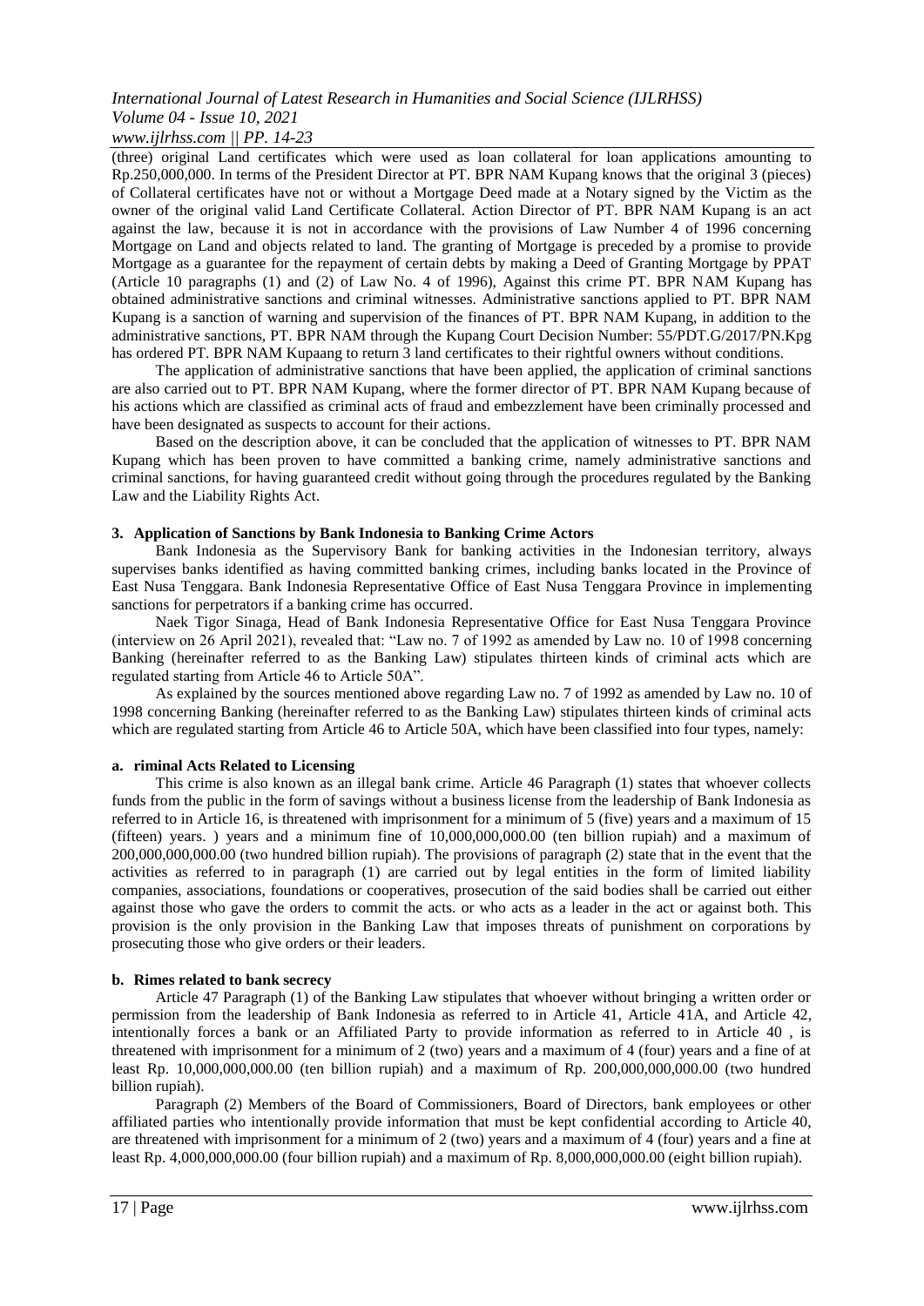(three) original Land certificates which were used as loan collateral for loan applications amounting to Rp.250,000,000. In terms of the President Director at PT. BPR NAM Kupang knows that the original 3 (pieces) of Collateral certificates have not or without a Mortgage Deed made at a Notary signed by the Victim as the owner of the original valid Land Certificate Collateral. Action Director of PT. BPR NAM Kupang is an act against the law, because it is not in accordance with the provisions of Law Number 4 of 1996 concerning Mortgage on Land and objects related to land. The granting of Mortgage is preceded by a promise to provide Mortgage as a guarantee for the repayment of certain debts by making a Deed of Granting Mortgage by PPAT (Article 10 paragraphs (1) and (2) of Law No. 4 of 1996), Against this crime PT. BPR NAM Kupang has obtained administrative sanctions and criminal witnesses. Administrative sanctions applied to PT. BPR NAM Kupang is a sanction of warning and supervision of the finances of PT. BPR NAM Kupang, in addition to the administrative sanctions, PT. BPR NAM through the Kupang Court Decision Number: 55/PDT.G/2017/PN.Kpg has ordered PT. BPR NAM Kupaang to return 3 land certificates to their rightful owners without conditions.

The application of administrative sanctions that have been applied, the application of criminal sanctions are also carried out to PT. BPR NAM Kupang, where the former director of PT. BPR NAM Kupang because of his actions which are classified as criminal acts of fraud and embezzlement have been criminally processed and have been designated as suspects to account for their actions.

Based on the description above, it can be concluded that the application of witnesses to PT. BPR NAM Kupang which has been proven to have committed a banking crime, namely administrative sanctions and criminal sanctions, for having guaranteed credit without going through the procedures regulated by the Banking Law and the Liability Rights Act.

### 3. Application of Sanctions by Bank Indonesia to Banking Crime Actors

Bank Indonesia as the Supervisory Bank for banking activities in the Indonesian territory, always supervises banks identified as having committed banking crimes, including banks located in the Province of East Nusa Tenggara. Bank Indonesia Representative Office of East Nusa Tenggara Province in implementing sanctions for perpetrators if a banking crime has occurred.

Naek Tigor Sinaga, Head of Bank Indonesia Representative Office for East Nusa Tenggara Province (interview on 26 April 2021), revealed that: "Law no. 7 of 1992 as amended by Law no. 10 of 1998 concerning Banking (hereinafter referred to as the Banking Law) stipulates thirteen kinds of criminal acts which are regulated starting from Article 46 to Article 50A".

As explained by the sources mentioned above regarding Law no. 7 of 1992 as amended by Law no. 10 of 1998 concerning Banking (hereinafter referred to as the Banking Law) stipulates thirteen kinds of criminal acts which are regulated starting from Article 46 to Article 50A, which have been classified into four types, namely:

#### a. riminal Acts Related to Licensing

This crime is also known as an illegal bank crime. Article 46 Paragraph (1) states that whoever collects funds from the public in the form of savings without a business license from the leadership of Bank Indonesia as referred to in Article 16, is threatened with imprisonment for a minimum of 5 (five) years and a maximum of 15 (fifteen) years. ) years and a minimum fine of 10,000,000,000.00 (ten billion rupiah) and a maximum of 200,000,000,000.00 (two hundred billion rupiah). The provisions of paragraph (2) state that in the event that the activities as referred to in paragraph (1) are carried out by legal entities in the form of limited liability companies, associations, foundations or cooperatives, prosecution of the said bodies shall be carried out either against those who gave the orders to commit the acts. or who acts as a leader in the act or against both. This provision is the only provision in the Banking Law that imposes threats of punishment on corporations by prosecuting those who give orders or their leaders.

#### b. Rimes related to bank secrecy

Article 47 Paragraph (1) of the Banking Law stipulates that whoever without bringing a written order or permission from the leadership of Bank Indonesia as referred to in Article 41, Article 41A, and Article 42, intentionally forces a bank or an Affiliated Party to provide information as referred to in Article 40 , is threatened with imprisonment for a minimum of 2 (two) years and a maximum of 4 (four) years and a fine of at least Rp. 10,000,000,000.00 (ten billion rupiah) and a maximum of Rp. 200,000,000,000.00 (two hundred billion rupiah).

Paragraph (2) Members of the Board of Commissioners, Board of Directors, bank employees or other affiliated parties who intentionally provide information that must be kept confidential according to Article 40, are threatened with imprisonment for a minimum of 2 (two) years and a maximum of 4 (four) years and a fine at least Rp. 4,000,000,000.00 (four billion rupiah) and a maximum of Rp. 8,000,000,000.00 (eight billion rupiah).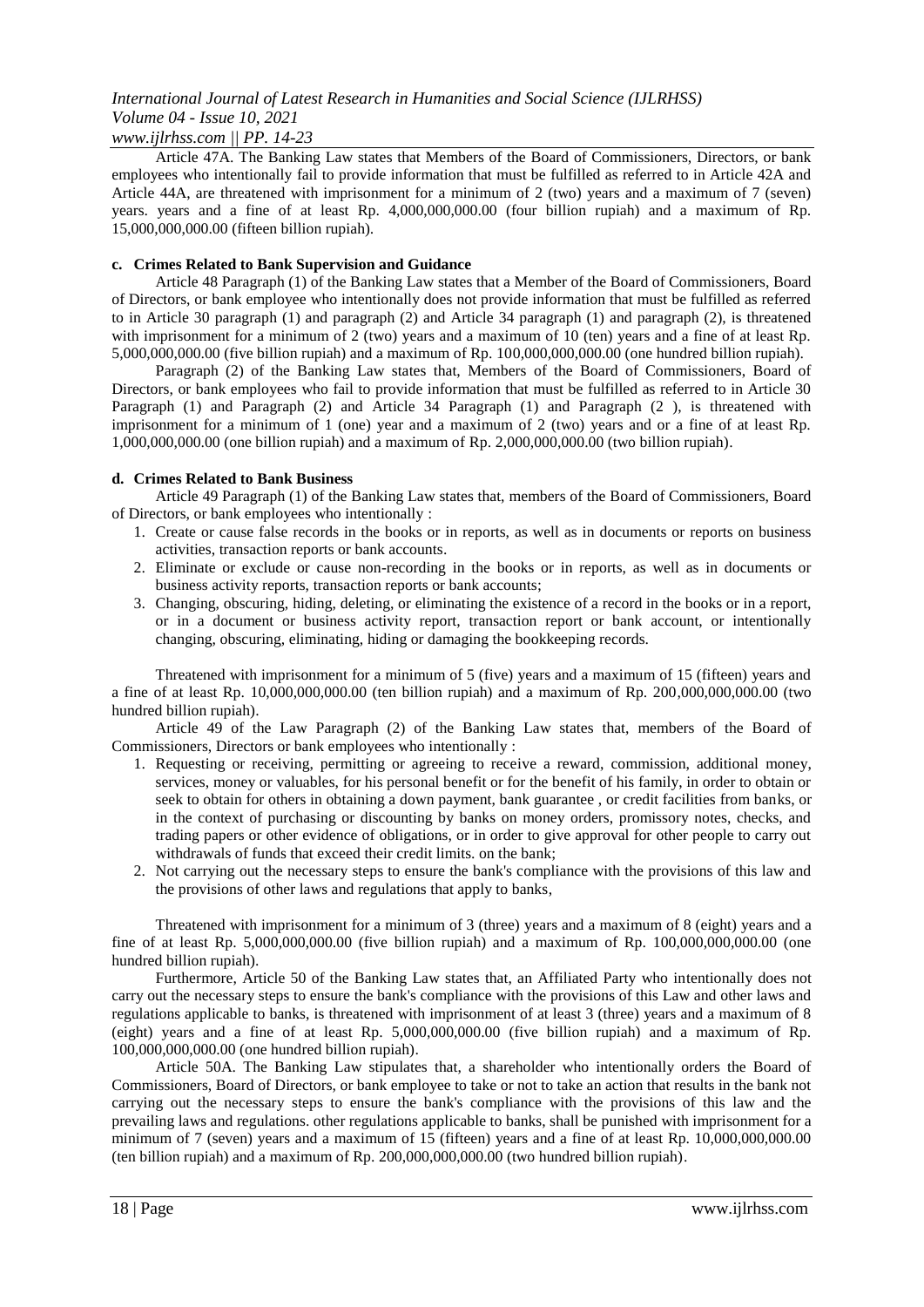Article 47A. The Banking Law states that Members of the Board of Commissioners, Directors, or bank employees who intentionally fail to provide information that must be fulfilled as referred to in Article 42A and Article 44A, are threatened with imprisonment for a minimum of 2 (two) years and a maximum of 7 (seven) years. years and a fine of at least Rp. 4,000,000,000.00 (four billion rupiah) and a maximum of Rp. 15,000,000,000.00 (fifteen billion rupiah).

**c. Crimes Related to Bank Supervision and Guidance**

Article 48 Paragraph (1) of the Banking Law states that a Member of the Board of Commissioners, Board of Directors, or bank employee who intentionally does not provide information that must be fulfilled as referred to in Article 30 paragraph (1) and paragraph (2) and Article 34 paragraph (1) and paragraph (2), is threatened with imprisonment for a minimum of 2 (two) years and a maximum of 10 (ten) years and a fine of at least Rp. 5,000,000,000.00 (five billion rupiah) and a maximum of Rp. 100,000,000,000.00 (one hundred billion rupiah).

Paragraph (2) of the Banking Law states that, Members of the Board of Commissioners, Board of Directors, or bank employees who fail to provide information that must be fulfilled as referred to in Article 30 Paragraph (1) and Paragraph (2) and Article 34 Paragraph (1) and Paragraph (2 ), is threatened with imprisonment for a minimum of 1 (one) year and a maximum of 2 (two) years and or a fine of at least Rp. 1,000,000,000.00 (one billion rupiah) and a maximum of Rp. 2,000,000,000.00 (two billion rupiah).

**d. Crimes Related to Bank Business**

Article 49 Paragraph (1) of the Banking Law states that, members of the Board of Commissioners, Board of Directors, or bank employees who intentionally :

1. Create or cause false records in the books or in reports, as well as in documents or reports on business activities, transaction reports or bank accounts.
2. Eliminate or exclude or cause non-recording in the books or in reports, as well as in documents or business activity reports, transaction reports or bank accounts;
3. Changing, obscuring, hiding, deleting, or eliminating the existence of a record in the books or in a report, or in a document or business activity report, transaction report or bank account, or intentionally changing, obscuring, eliminating, hiding or damaging the bookkeeping records.

Threatened with imprisonment for a minimum of 5 (five) years and a maximum of 15 (fifteen) years and a fine of at least Rp. 10,000,000,000.00 (ten billion rupiah) and a maximum of Rp. 200,000,000,000.00 (two hundred billion rupiah).

Article 49 of the Law Paragraph (2) of the Banking Law states that, members of the Board of Commissioners, Directors or bank employees who intentionally :

1. Requesting or receiving, permitting or agreeing to receive a reward, commission, additional money, services, money or valuables, for his personal benefit or for the benefit of his family, in order to obtain or seek to obtain for others in obtaining a down payment, bank guarantee , or credit facilities from banks, or in the context of purchasing or discounting by banks on money orders, promissory notes, checks, and trading papers or other evidence of obligations, or in order to give approval for other people to carry out withdrawals of funds that exceed their credit limits. on the bank;
2. Not carrying out the necessary steps to ensure the bank's compliance with the provisions of this law and the provisions of other laws and regulations that apply to banks,

Threatened with imprisonment for a minimum of 3 (three) years and a maximum of 8 (eight) years and a fine of at least Rp. 5,000,000,000.00 (five billion rupiah) and a maximum of Rp. 100,000,000,000.00 (one hundred billion rupiah).

Furthermore, Article 50 of the Banking Law states that, an Affiliated Party who intentionally does not carry out the necessary steps to ensure the bank's compliance with the provisions of this Law and other laws and regulations applicable to banks, is threatened with imprisonment of at least 3 (three) years and a maximum of 8 (eight) years and a fine of at least Rp. 5,000,000,000.00 (five billion rupiah) and a maximum of Rp. 100,000,000,000.00 (one hundred billion rupiah).

Article 50A. The Banking Law stipulates that, a shareholder who intentionally orders the Board of Commissioners, Board of Directors, or bank employee to take or not to take an action that results in the bank not carrying out the necessary steps to ensure the bank's compliance with the provisions of this law and the prevailing laws and regulations. other regulations applicable to banks, shall be punished with imprisonment for a minimum of 7 (seven) years and a maximum of 15 (fifteen) years and a fine of at least Rp. 10,000,000,000.00 (ten billion rupiah) and a maximum of Rp. 200,000,000,000.00 (two hundred billion rupiah).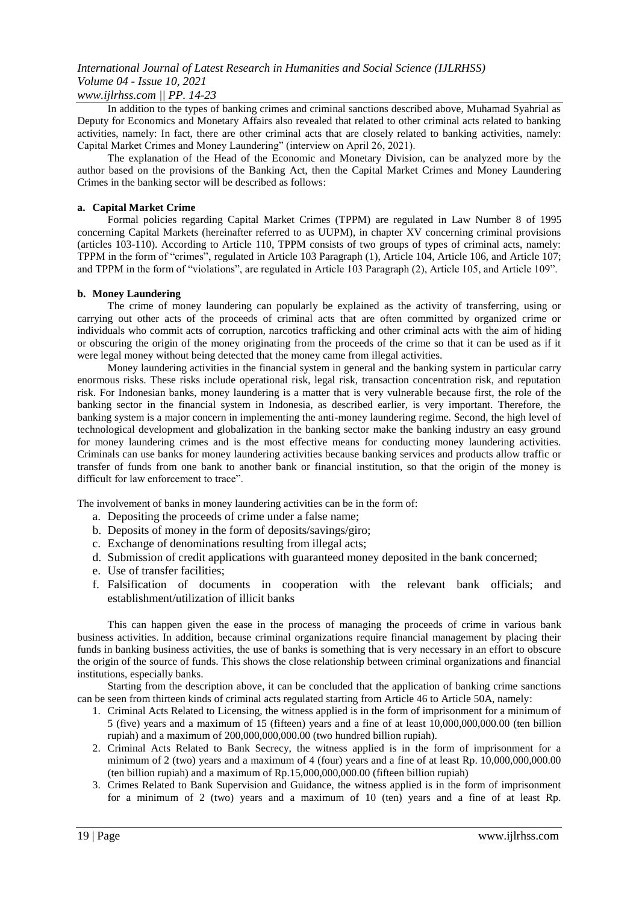In addition to the types of banking crimes and criminal sanctions described above, Muhamad Syahrial as Deputy for Economics and Monetary Affairs also revealed that related to other criminal acts related to banking activities, namely: In fact, there are other criminal acts that are closely related to banking activities, namely: Capital Market Crimes and Money Laundering" (interview on April 26, 2021).

The explanation of the Head of the Economic and Monetary Division, can be analyzed more by the author based on the provisions of the Banking Act, then the Capital Market Crimes and Money Laundering Crimes in the banking sector will be described as follows:

**a. Capital Market Crime**

Formal policies regarding Capital Market Crimes (TPPM) are regulated in Law Number 8 of 1995 concerning Capital Markets (hereinafter referred to as UUPM), in chapter XV concerning criminal provisions (articles 103-110). According to Article 110, TPPM consists of two groups of types of criminal acts, namely: TPPM in the form of "crimes", regulated in Article 103 Paragraph (1), Article 104, Article 106, and Article 107; and TPPM in the form of "violations", are regulated in Article 103 Paragraph (2), Article 105, and Article 109".

**b. Money Laundering**

The crime of money laundering can popularly be explained as the activity of transferring, using or carrying out other acts of the proceeds of criminal acts that are often committed by organized crime or individuals who commit acts of corruption, narcotics trafficking and other criminal acts with the aim of hiding or obscuring the origin of the money originating from the proceeds of the crime so that it can be used as if it were legal money without being detected that the money came from illegal activities.

Money laundering activities in the financial system in general and the banking system in particular carry enormous risks. These risks include operational risk, legal risk, transaction concentration risk, and reputation risk. For Indonesian banks, money laundering is a matter that is very vulnerable because first, the role of the banking sector in the financial system in Indonesia, as described earlier, is very important. Therefore, the banking system is a major concern in implementing the anti-money laundering regime. Second, the high level of technological development and globalization in the banking sector make the banking industry an easy ground for money laundering crimes and is the most effective means for conducting money laundering activities. Criminals can use banks for money laundering activities because banking services and products allow traffic or transfer of funds from one bank to another bank or financial institution, so that the origin of the money is difficult for law enforcement to trace".

The involvement of banks in money laundering activities can be in the form of:

a. Depositing the proceeds of crime under a false name;
b. Deposits of money in the form of deposits/savings/giro;
c. Exchange of denominations resulting from illegal acts;
d. Submission of credit applications with guaranteed money deposited in the bank concerned;
e. Use of transfer facilities;
f. Falsification of documents in cooperation with the relevant bank officials; and establishment/utilization of illicit banks

This can happen given the ease in the process of managing the proceeds of crime in various bank business activities. In addition, because criminal organizations require financial management by placing their funds in banking business activities, the use of banks is something that is very necessary in an effort to obscure the origin of the source of funds. This shows the close relationship between criminal organizations and financial institutions, especially banks.

Starting from the description above, it can be concluded that the application of banking crime sanctions can be seen from thirteen kinds of criminal acts regulated starting from Article 46 to Article 50A, namely:

1. Criminal Acts Related to Licensing, the witness applied is in the form of imprisonment for a minimum of 5 (five) years and a maximum of 15 (fifteen) years and a fine of at least 10,000,000,000.00 (ten billion rupiah) and a maximum of 200,000,000,000.00 (two hundred billion rupiah).
2. Criminal Acts Related to Bank Secrecy, the witness applied is in the form of imprisonment for a minimum of 2 (two) years and a maximum of 4 (four) years and a fine of at least Rp. 10,000,000,000.00 (ten billion rupiah) and a maximum of Rp.15,000,000,000.00 (fifteen billion rupiah)
3. Crimes Related to Bank Supervision and Guidance, the witness applied is in the form of imprisonment for a minimum of 2 (two) years and a maximum of 10 (ten) years and a fine of at least Rp.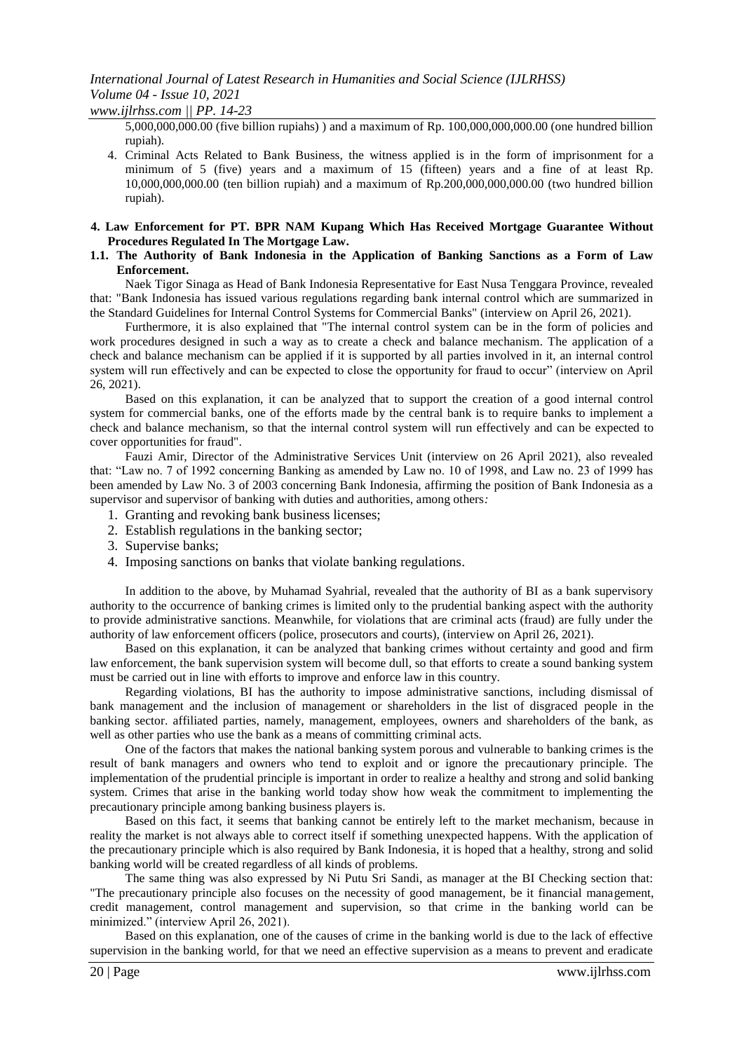5,000,000,000.00 (five billion rupiahs) ) and a maximum of Rp. 100,000,000,000.00 (one hundred billion rupiah).

4. Criminal Acts Related to Bank Business, the witness applied is in the form of imprisonment for a minimum of 5 (five) years and a maximum of 15 (fifteen) years and a fine of at least Rp. 10,000,000,000.00 (ten billion rupiah) and a maximum of Rp.200,000,000,000.00 (two hundred billion rupiah).

**4. Law Enforcement for PT. BPR NAM Kupang Which Has Received Mortgage Guarantee Without Procedures Regulated In The Mortgage Law.**

**1.1. The Authority of Bank Indonesia in the Application of Banking Sanctions as a Form of Law Enforcement.**

Naek Tigor Sinaga as Head of Bank Indonesia Representative for East Nusa Tenggara Province, revealed that: "Bank Indonesia has issued various regulations regarding bank internal control which are summarized in the Standard Guidelines for Internal Control Systems for Commercial Banks" (interview on April 26, 2021).

Furthermore, it is also explained that "The internal control system can be in the form of policies and work procedures designed in such a way as to create a check and balance mechanism. The application of a check and balance mechanism can be applied if it is supported by all parties involved in it, an internal control system will run effectively and can be expected to close the opportunity for fraud to occur" (interview on April 26, 2021).

Based on this explanation, it can be analyzed that to support the creation of a good internal control system for commercial banks, one of the efforts made by the central bank is to require banks to implement a check and balance mechanism, so that the internal control system will run effectively and can be expected to cover opportunities for fraud".

Fauzi Amir, Director of the Administrative Services Unit (interview on 26 April 2021), also revealed that: "Law no. 7 of 1992 concerning Banking as amended by Law no. 10 of 1998, and Law no. 23 of 1999 has been amended by Law No. 3 of 2003 concerning Bank Indonesia, affirming the position of Bank Indonesia as a supervisor and supervisor of banking with duties and authorities, among others*:*

1. Granting and revoking bank business licenses;
2. Establish regulations in the banking sector;
3. Supervise banks;
4. Imposing sanctions on banks that violate banking regulations.

In addition to the above, by Muhamad Syahrial, revealed that the authority of BI as a bank supervisory authority to the occurrence of banking crimes is limited only to the prudential banking aspect with the authority to provide administrative sanctions. Meanwhile, for violations that are criminal acts (fraud) are fully under the authority of law enforcement officers (police, prosecutors and courts), (interview on April 26, 2021).

Based on this explanation, it can be analyzed that banking crimes without certainty and good and firm law enforcement, the bank supervision system will become dull, so that efforts to create a sound banking system must be carried out in line with efforts to improve and enforce law in this country.

Regarding violations, BI has the authority to impose administrative sanctions, including dismissal of bank management and the inclusion of management or shareholders in the list of disgraced people in the banking sector. affiliated parties, namely, management, employees, owners and shareholders of the bank, as well as other parties who use the bank as a means of committing criminal acts.

One of the factors that makes the national banking system porous and vulnerable to banking crimes is the result of bank managers and owners who tend to exploit and or ignore the precautionary principle. The implementation of the prudential principle is important in order to realize a healthy and strong and solid banking system. Crimes that arise in the banking world today show how weak the commitment to implementing the precautionary principle among banking business players is.

Based on this fact, it seems that banking cannot be entirely left to the market mechanism, because in reality the market is not always able to correct itself if something unexpected happens. With the application of the precautionary principle which is also required by Bank Indonesia, it is hoped that a healthy, strong and solid banking world will be created regardless of all kinds of problems.

The same thing was also expressed by Ni Putu Sri Sandi, as manager at the BI Checking section that: "The precautionary principle also focuses on the necessity of good management, be it financial management, credit management, control management and supervision, so that crime in the banking world can be minimized." (interview April 26, 2021).

Based on this explanation, one of the causes of crime in the banking world is due to the lack of effective supervision in the banking world, for that we need an effective supervision as a means to prevent and eradicate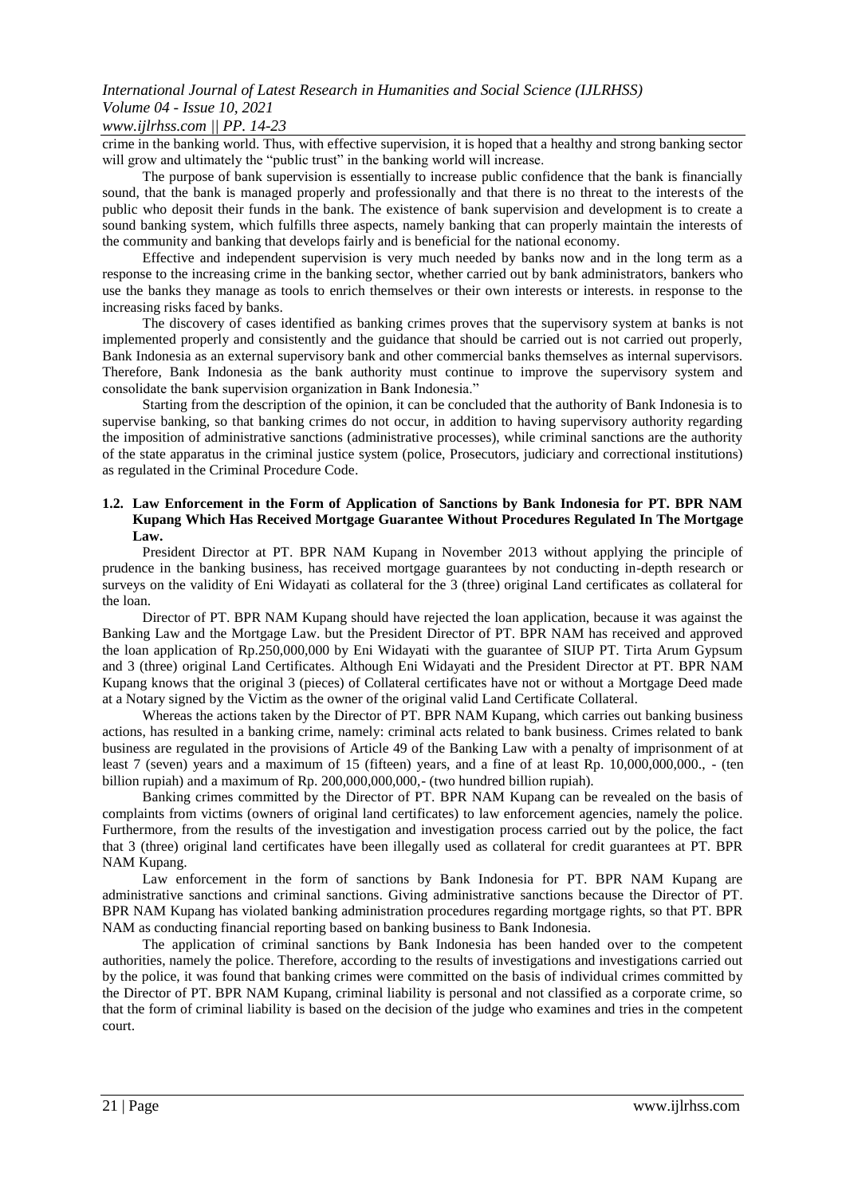crime in the banking world. Thus, with effective supervision, it is hoped that a healthy and strong banking sector will grow and ultimately the "public trust" in the banking world will increase.

The purpose of bank supervision is essentially to increase public confidence that the bank is financially sound, that the bank is managed properly and professionally and that there is no threat to the interests of the public who deposit their funds in the bank. The existence of bank supervision and development is to create a sound banking system, which fulfills three aspects, namely banking that can properly maintain the interests of the community and banking that develops fairly and is beneficial for the national economy.

Effective and independent supervision is very much needed by banks now and in the long term as a response to the increasing crime in the banking sector, whether carried out by bank administrators, bankers who use the banks they manage as tools to enrich themselves or their own interests or interests. in response to the increasing risks faced by banks.

The discovery of cases identified as banking crimes proves that the supervisory system at banks is not implemented properly and consistently and the guidance that should be carried out is not carried out properly, Bank Indonesia as an external supervisory bank and other commercial banks themselves as internal supervisors. Therefore, Bank Indonesia as the bank authority must continue to improve the supervisory system and consolidate the bank supervision organization in Bank Indonesia."

Starting from the description of the opinion, it can be concluded that the authority of Bank Indonesia is to supervise banking, so that banking crimes do not occur, in addition to having supervisory authority regarding the imposition of administrative sanctions (administrative processes), while criminal sanctions are the authority of the state apparatus in the criminal justice system (police, Prosecutors, judiciary and correctional institutions) as regulated in the Criminal Procedure Code.

### 1.2. Law Enforcement in the Form of Application of Sanctions by Bank Indonesia for PT. BPR NAM Kupang Which Has Received Mortgage Guarantee Without Procedures Regulated In The Mortgage Law.

President Director at PT. BPR NAM Kupang in November 2013 without applying the principle of prudence in the banking business, has received mortgage guarantees by not conducting in-depth research or surveys on the validity of Eni Widayati as collateral for the 3 (three) original Land certificates as collateral for the loan.

Director of PT. BPR NAM Kupang should have rejected the loan application, because it was against the Banking Law and the Mortgage Law. but the President Director of PT. BPR NAM has received and approved the loan application of Rp.250,000,000 by Eni Widayati with the guarantee of SIUP PT. Tirta Arum Gypsum and 3 (three) original Land Certificates. Although Eni Widayati and the President Director at PT. BPR NAM Kupang knows that the original 3 (pieces) of Collateral certificates have not or without a Mortgage Deed made at a Notary signed by the Victim as the owner of the original valid Land Certificate Collateral.

Whereas the actions taken by the Director of PT. BPR NAM Kupang, which carries out banking business actions, has resulted in a banking crime, namely: criminal acts related to bank business. Crimes related to bank business are regulated in the provisions of Article 49 of the Banking Law with a penalty of imprisonment of at least 7 (seven) years and a maximum of 15 (fifteen) years, and a fine of at least Rp. 10,000,000,000., - (ten billion rupiah) and a maximum of Rp. 200,000,000,000,- (two hundred billion rupiah).

Banking crimes committed by the Director of PT. BPR NAM Kupang can be revealed on the basis of complaints from victims (owners of original land certificates) to law enforcement agencies, namely the police. Furthermore, from the results of the investigation and investigation process carried out by the police, the fact that 3 (three) original land certificates have been illegally used as collateral for credit guarantees at PT. BPR NAM Kupang.

Law enforcement in the form of sanctions by Bank Indonesia for PT. BPR NAM Kupang are administrative sanctions and criminal sanctions. Giving administrative sanctions because the Director of PT. BPR NAM Kupang has violated banking administration procedures regarding mortgage rights, so that PT. BPR NAM as conducting financial reporting based on banking business to Bank Indonesia.

The application of criminal sanctions by Bank Indonesia has been handed over to the competent authorities, namely the police. Therefore, according to the results of investigations and investigations carried out by the police, it was found that banking crimes were committed on the basis of individual crimes committed by the Director of PT. BPR NAM Kupang, criminal liability is personal and not classified as a corporate crime, so that the form of criminal liability is based on the decision of the judge who examines and tries in the competent court.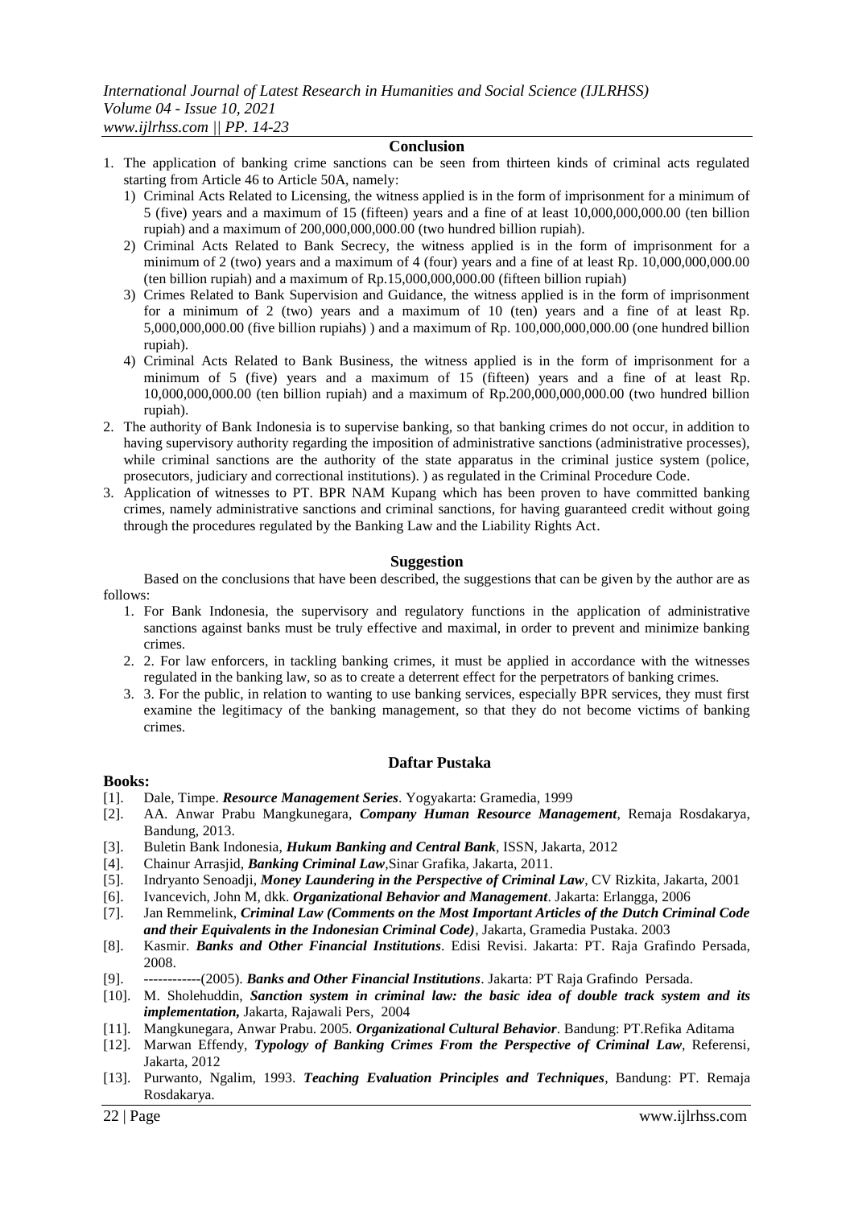## Conclusion

1. The application of banking crime sanctions can be seen from thirteen kinds of criminal acts regulated starting from Article 46 to Article 50A, namely:
   1) Criminal Acts Related to Licensing, the witness applied is in the form of imprisonment for a minimum of 5 (five) years and a maximum of 15 (fifteen) years and a fine of at least 10,000,000,000.00 (ten billion rupiah) and a maximum of 200,000,000,000.00 (two hundred billion rupiah).
   2) Criminal Acts Related to Bank Secrecy, the witness applied is in the form of imprisonment for a minimum of 2 (two) years and a maximum of 4 (four) years and a fine of at least Rp. 10,000,000,000.00 (ten billion rupiah) and a maximum of Rp.15,000,000,000.00 (fifteen billion rupiah)
   3) Crimes Related to Bank Supervision and Guidance, the witness applied is in the form of imprisonment for a minimum of 2 (two) years and a maximum of 10 (ten) years and a fine of at least Rp. 5,000,000,000.00 (five billion rupiahs) ) and a maximum of Rp. 100,000,000,000.00 (one hundred billion rupiah).
   4) Criminal Acts Related to Bank Business, the witness applied is in the form of imprisonment for a minimum of 5 (five) years and a maximum of 15 (fifteen) years and a fine of at least Rp. 10,000,000,000.00 (ten billion rupiah) and a maximum of Rp.200,000,000,000.00 (two hundred billion rupiah).
2. The authority of Bank Indonesia is to supervise banking, so that banking crimes do not occur, in addition to having supervisory authority regarding the imposition of administrative sanctions (administrative processes), while criminal sanctions are the authority of the state apparatus in the criminal justice system (police, prosecutors, judiciary and correctional institutions). ) as regulated in the Criminal Procedure Code.
3. Application of witnesses to PT. BPR NAM Kupang which has been proven to have committed banking crimes, namely administrative sanctions and criminal sanctions, for having guaranteed credit without going through the procedures regulated by the Banking Law and the Liability Rights Act.

## Suggestion

Based on the conclusions that have been described, the suggestions that can be given by the author are as follows:

1. For Bank Indonesia, the supervisory and regulatory functions in the application of administrative sanctions against banks must be truly effective and maximal, in order to prevent and minimize banking crimes.
2. 2. For law enforcers, in tackling banking crimes, it must be applied in accordance with the witnesses regulated in the banking law, so as to create a deterrent effect for the perpetrators of banking crimes.
3. 3. For the public, in relation to wanting to use banking services, especially BPR services, they must first examine the legitimacy of the banking management, so that they do not become victims of banking crimes.

## Daftar Pustaka

**Books:**

[1]. Dale, Timpe. ***Resource Management Series***. Yogyakarta: Gramedia, 1999

[2]. AA. Anwar Prabu Mangkunegara, ***Company Human Resource Management***, Remaja Rosdakarya, Bandung, 2013.

[3]. Buletin Bank Indonesia, ***Hukum Banking and Central Bank***, ISSN, Jakarta, 2012

[4]. Chainur Arrasjid, ***Banking Criminal Law***,Sinar Grafika, Jakarta, 2011.

[5]. Indryanto Senoadji, ***Money Laundering in the Perspective of Criminal Law***, CV Rizkita, Jakarta, 2001

[6]. Ivancevich, John M, dkk. ***Organizational Behavior and Management***. Jakarta: Erlangga, 2006

[7]. Jan Remmelink, ***Criminal Law (Comments on the Most Important Articles of the Dutch Criminal Code and their Equivalents in the Indonesian Criminal Code)***, Jakarta, Gramedia Pustaka. 2003

[8]. Kasmir. ***Banks and Other Financial Institutions***. Edisi Revisi. Jakarta: PT. Raja Grafindo Persada, 2008.

[9]. ------------(2005). ***Banks and Other Financial Institutions***. Jakarta: PT Raja Grafindo Persada.

[10]. M. Sholehuddin, ***Sanction system in criminal law: the basic idea of double track system and its implementation,*** Jakarta, Rajawali Pers, 2004

[11]. Mangkunegara, Anwar Prabu. 2005. ***Organizational Cultural Behavior***. Bandung: PT.Refika Aditama

[12]. Marwan Effendy, ***Typology of Banking Crimes From the Perspective of Criminal Law***, Referensi, Jakarta, 2012

[13]. Purwanto, Ngalim, 1993. ***Teaching Evaluation Principles and Techniques***, Bandung: PT. Remaja Rosdakarya.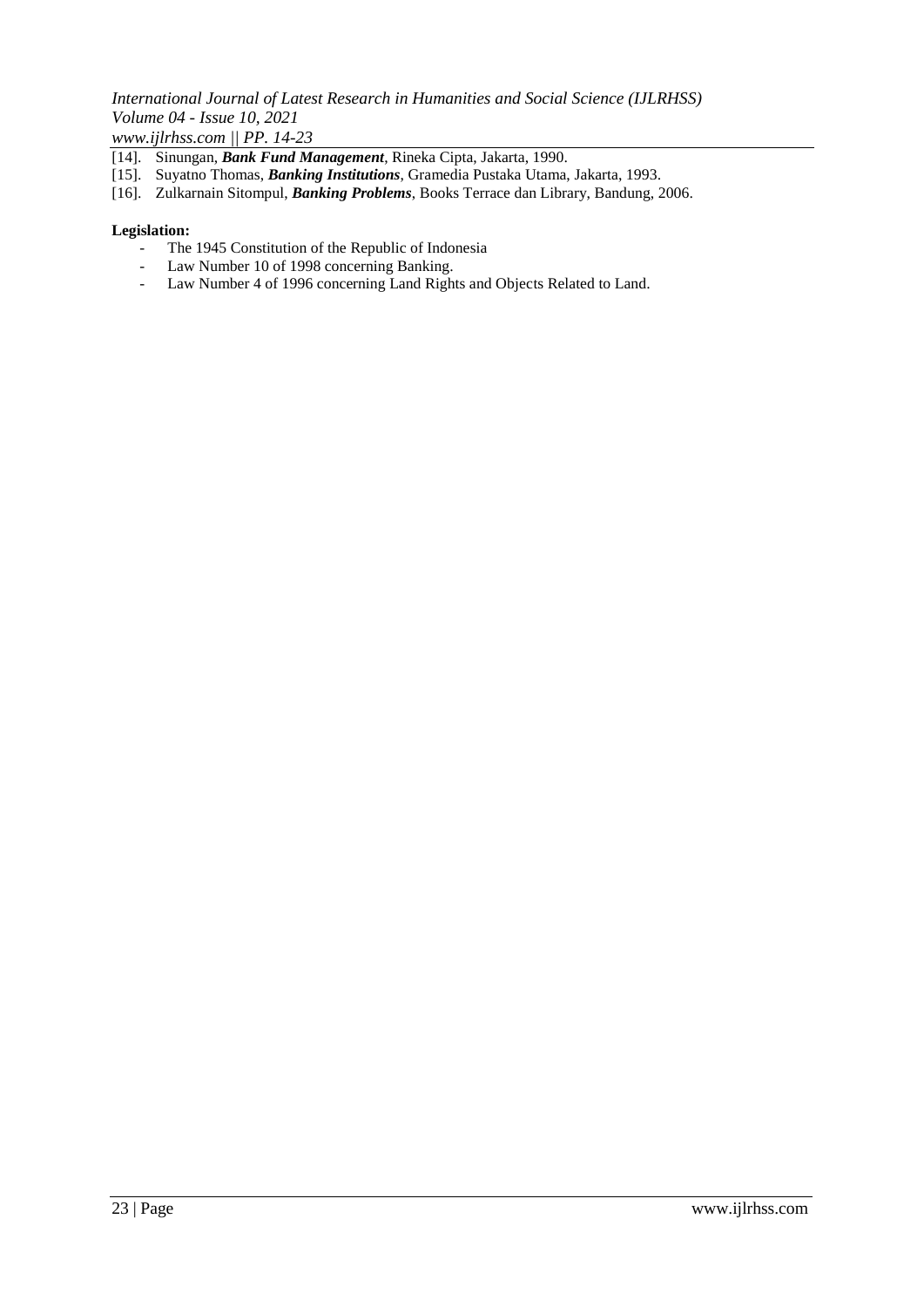[14]. Sinungan, ***Bank Fund Management***, Rineka Cipta, Jakarta, 1990.

[15]. Suyatno Thomas, ***Banking Institutions***, Gramedia Pustaka Utama, Jakarta, 1993.

[16]. Zulkarnain Sitompul, ***Banking Problems***, Books Terrace dan Library, Bandung, 2006.

**Legislation:**

- The 1945 Constitution of the Republic of Indonesia
- Law Number 10 of 1998 concerning Banking.
- Law Number 4 of 1996 concerning Land Rights and Objects Related to Land.